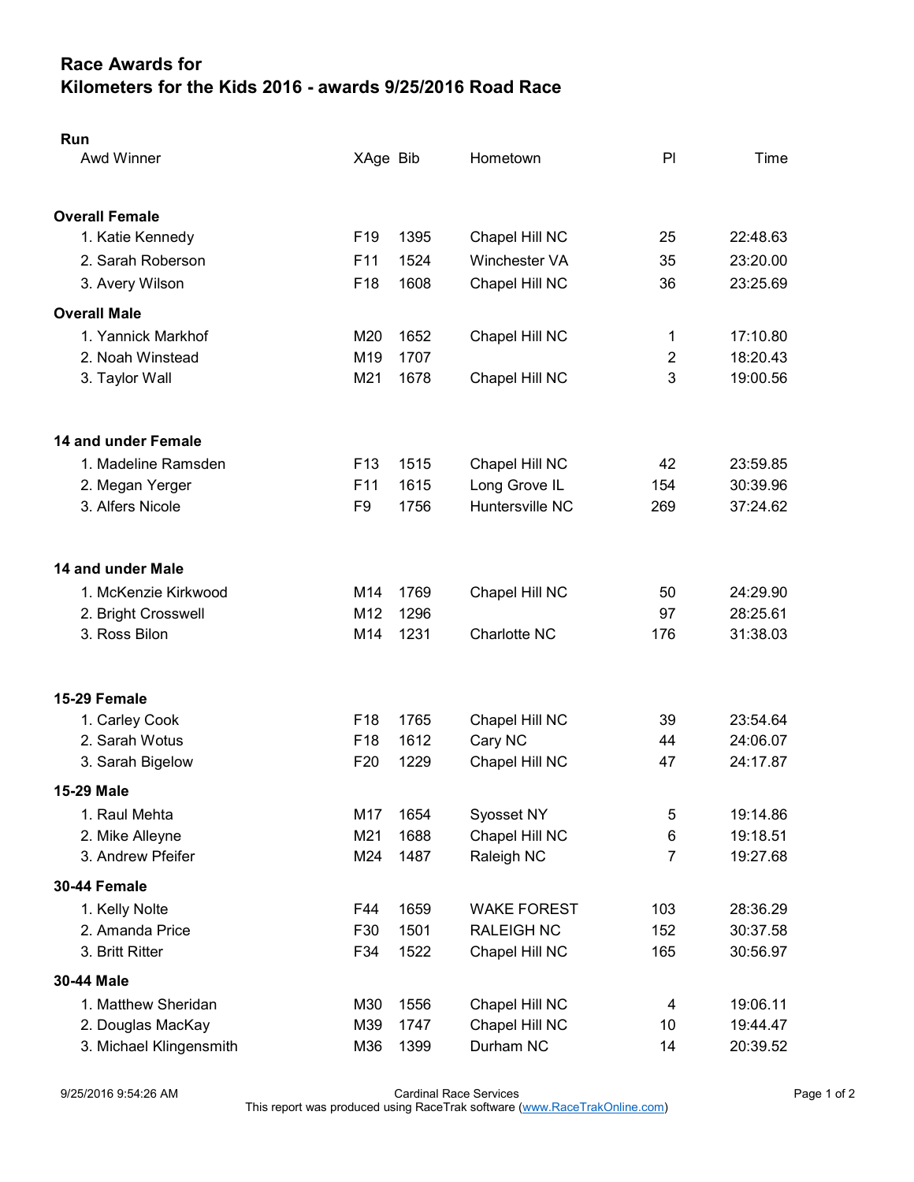# Race Awards for
# Kilometers for the Kids 2016 - awards 9/25/2016 Road Race

## Run

| Awd Winner | XAge | Bib | Hometown | Pl | Time |
|---|---|---|---|---|---|
| **Overall Female** | | | | | |
| 1. Katie Kennedy | F19 | 1395 | Chapel Hill NC | 25 | 22:48.63 |
| 2. Sarah Roberson | F11 | 1524 | Winchester VA | 35 | 23:20.00 |
| 3. Avery Wilson | F18 | 1608 | Chapel Hill NC | 36 | 23:25.69 |
| **Overall Male** | | | | | |
| 1. Yannick Markhof | M20 | 1652 | Chapel Hill NC | 1 | 17:10.80 |
| 2. Noah Winstead | M19 | 1707 | | 2 | 18:20.43 |
| 3. Taylor Wall | M21 | 1678 | Chapel Hill NC | 3 | 19:00.56 |
| **14 and under Female** | | | | | |
| 1. Madeline Ramsden | F13 | 1515 | Chapel Hill NC | 42 | 23:59.85 |
| 2. Megan Yerger | F11 | 1615 | Long Grove IL | 154 | 30:39.96 |
| 3. Alfers Nicole | F9 | 1756 | Huntersville NC | 269 | 37:24.62 |
| **14 and under Male** | | | | | |
| 1. McKenzie Kirkwood | M14 | 1769 | Chapel Hill NC | 50 | 24:29.90 |
| 2. Bright Crosswell | M12 | 1296 | | 97 | 28:25.61 |
| 3. Ross Bilon | M14 | 1231 | Charlotte NC | 176 | 31:38.03 |
| **15-29 Female** | | | | | |
| 1. Carley Cook | F18 | 1765 | Chapel Hill NC | 39 | 23:54.64 |
| 2. Sarah Wotus | F18 | 1612 | Cary NC | 44 | 24:06.07 |
| 3. Sarah Bigelow | F20 | 1229 | Chapel Hill NC | 47 | 24:17.87 |
| **15-29 Male** | | | | | |
| 1. Raul Mehta | M17 | 1654 | Syosset NY | 5 | 19:14.86 |
| 2. Mike Alleyne | M21 | 1688 | Chapel Hill NC | 6 | 19:18.51 |
| 3. Andrew Pfeifer | M24 | 1487 | Raleigh NC | 7 | 19:27.68 |
| **30-44 Female** | | | | | |
| 1. Kelly Nolte | F44 | 1659 | WAKE FOREST | 103 | 28:36.29 |
| 2. Amanda Price | F30 | 1501 | RALEIGH NC | 152 | 30:37.58 |
| 3. Britt Ritter | F34 | 1522 | Chapel Hill NC | 165 | 30:56.97 |
| **30-44 Male** | | | | | |
| 1. Matthew Sheridan | M30 | 1556 | Chapel Hill NC | 4 | 19:06.11 |
| 2. Douglas MacKay | M39 | 1747 | Chapel Hill NC | 10 | 19:44.47 |
| 3. Michael Klingensmith | M36 | 1399 | Durham NC | 14 | 20:39.52 |

9/25/2016 9:54:26 AM

Cardinal Race Services
This report was produced using RaceTrak software (www.RaceTrakOnline.com)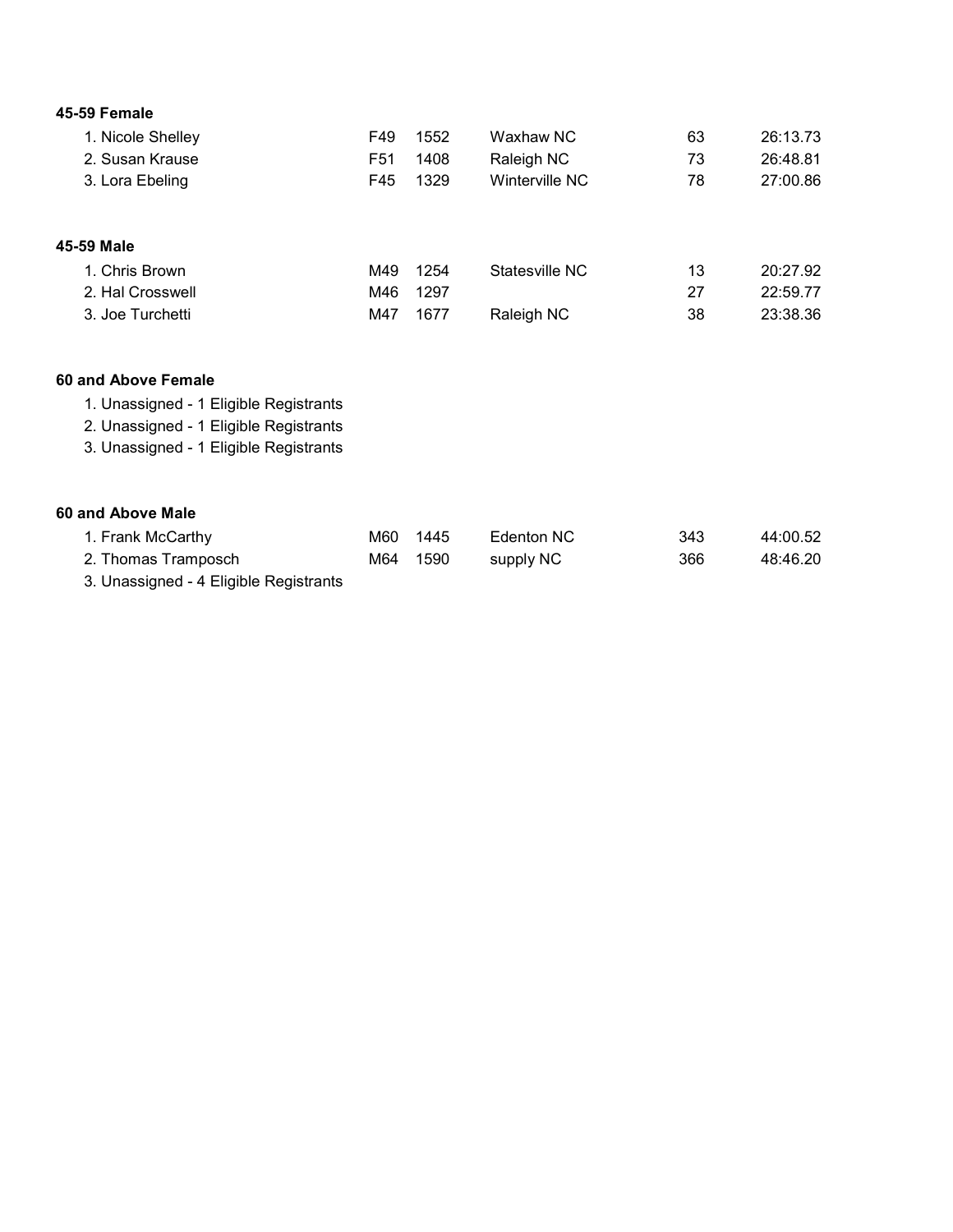**45-59 Female**

| | | | | | |
|---|---|---|---|---|---|
| 1. Nicole Shelley | F49 | 1552 | Waxhaw NC | 63 | 26:13.73 |
| 2. Susan Krause | F51 | 1408 | Raleigh NC | 73 | 26:48.81 |
| 3. Lora Ebeling | F45 | 1329 | Winterville NC | 78 | 27:00.86 |

**45-59 Male**

| | | | | | |
|---|---|---|---|---|---|
| 1. Chris Brown | M49 | 1254 | Statesville NC | 13 | 20:27.92 |
| 2. Hal Crosswell | M46 | 1297 | | 27 | 22:59.77 |
| 3. Joe Turchetti | M47 | 1677 | Raleigh NC | 38 | 23:38.36 |

**60 and Above Female**

1. Unassigned - 1 Eligible Registrants
2. Unassigned - 1 Eligible Registrants
3. Unassigned - 1 Eligible Registrants

**60 and Above Male**

| | | | | | |
|---|---|---|---|---|---|
| 1. Frank McCarthy | M60 | 1445 | Edenton NC | 343 | 44:00.52 |
| 2. Thomas Tramposch | M64 | 1590 | supply NC | 366 | 48:46.20 |
| 3. Unassigned - 4 Eligible Registrants | | | | | |